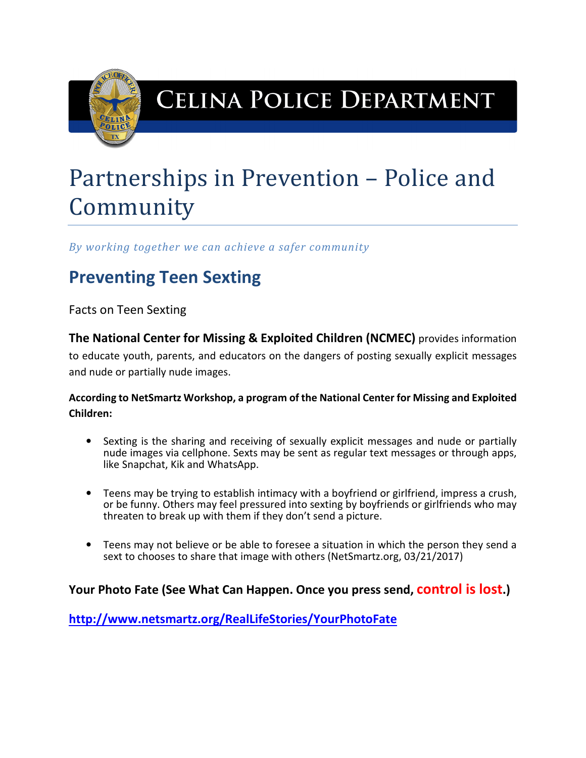# Celina Police Department

# Partnerships in Prevention – Police and Community

*By working together we can achieve a safer community*

## Preventing Teen Sexting

Facts on Teen Sexting

**The National Center for Missing & Exploited Children (NCMEC)** provides information to educate youth, parents, and educators on the dangers of posting sexually explicit messages and nude or partially nude images.

**According to NetSmartz Workshop, a program of the National Center for Missing and Exploited Children:**

- Sexting is the sharing and receiving of sexually explicit messages and nude or partially nude images via cellphone. Sexts may be sent as regular text messages or through apps, like Snapchat, Kik and WhatsApp.
- Teens may be trying to establish intimacy with a boyfriend or girlfriend, impress a crush, or be funny. Others may feel pressured into sexting by boyfriends or girlfriends who may threaten to break up with them if they don't send a picture.
- Teens may not believe or be able to foresee a situation in which the person they send a sext to chooses to share that image with others (NetSmartz.org, 03/21/2017)

**Your Photo Fate (See What Can Happen. Once you press send, control is lost.)**

**http://www.netsmartz.org/RealLifeStories/YourPhotoFate**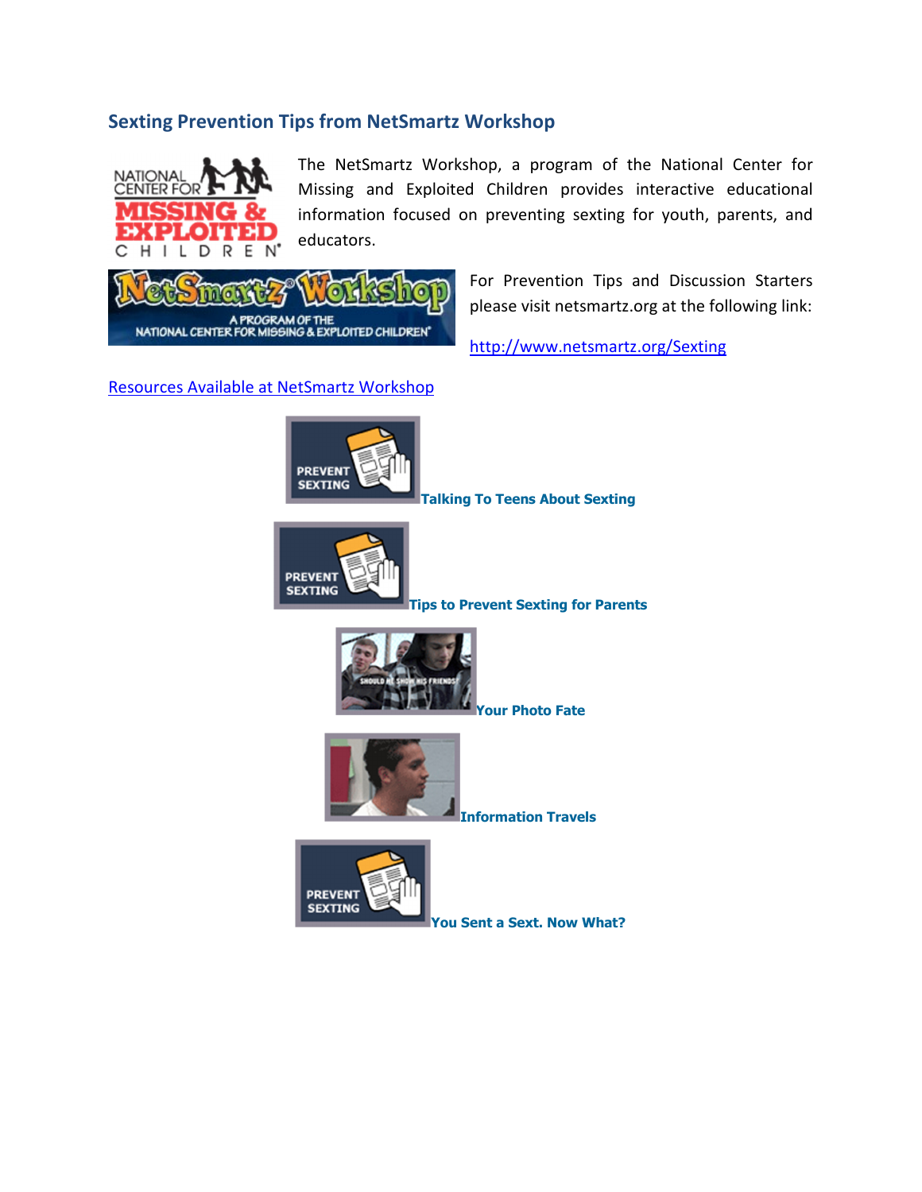## Sexting Prevention Tips from NetSmartz Workshop

The NetSmartz Workshop, a program of the National Center for Missing and Exploited Children provides interactive educational information focused on preventing sexting for youth, parents, and educators.

For Prevention Tips and Discussion Starters please visit netsmartz.org at the following link:

http://www.netsmartz.org/Sexting

Resources Available at NetSmartz Workshop

**Talking To Teens About Sexting**

**Tips to Prevent Sexting for Parents**

**Your Photo Fate**

**Information Travels**

**You Sent a Sext. Now What?**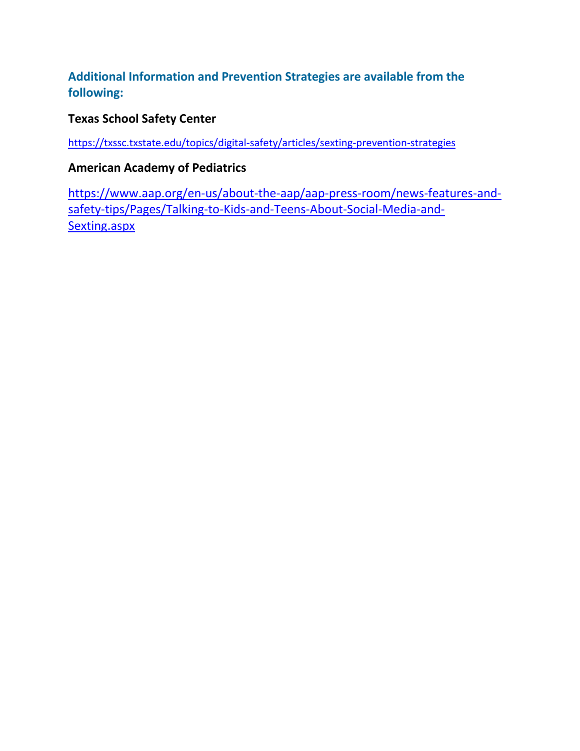## Additional Information and Prevention Strategies are available from the following:

**Texas School Safety Center**

https://txssc.txstate.edu/topics/digital-safety/articles/sexting-prevention-strategies

**American Academy of Pediatrics**

https://www.aap.org/en-us/about-the-aap/aap-press-room/news-features-and-safety-tips/Pages/Talking-to-Kids-and-Teens-About-Social-Media-and-Sexting.aspx